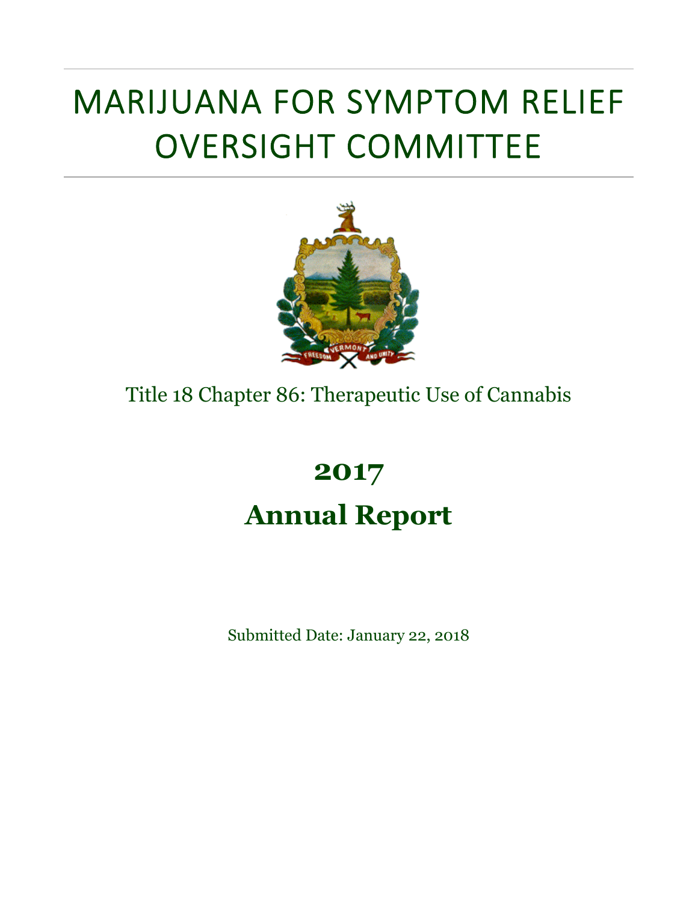# MARIJUANA FOR SYMPTOM RELIEF OVERSIGHT COMMITTEE

Title 18 Chapter 86: Therapeutic Use of Cannabis

## 2017

## Annual Report

Submitted Date: January 22, 2018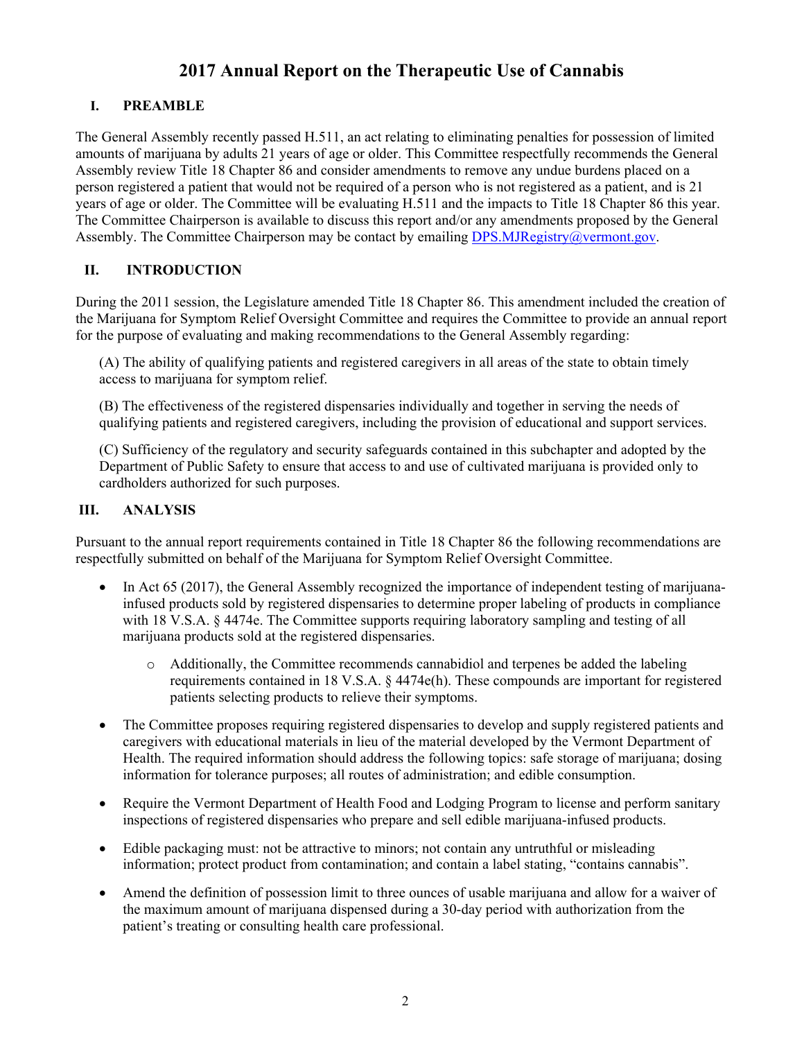# 2017 Annual Report on the Therapeutic Use of Cannabis

## I. PREAMBLE

The General Assembly recently passed H.511, an act relating to eliminating penalties for possession of limited amounts of marijuana by adults 21 years of age or older. This Committee respectfully recommends the General Assembly review Title 18 Chapter 86 and consider amendments to remove any undue burdens placed on a person registered a patient that would not be required of a person who is not registered as a patient, and is 21 years of age or older. The Committee will be evaluating H.511 and the impacts to Title 18 Chapter 86 this year. The Committee Chairperson is available to discuss this report and/or any amendments proposed by the General Assembly. The Committee Chairperson may be contact by emailing DPS.MJRegistry@vermont.gov.

## II. INTRODUCTION

During the 2011 session, the Legislature amended Title 18 Chapter 86. This amendment included the creation of the Marijuana for Symptom Relief Oversight Committee and requires the Committee to provide an annual report for the purpose of evaluating and making recommendations to the General Assembly regarding:

(A) The ability of qualifying patients and registered caregivers in all areas of the state to obtain timely access to marijuana for symptom relief.

(B) The effectiveness of the registered dispensaries individually and together in serving the needs of qualifying patients and registered caregivers, including the provision of educational and support services.

(C) Sufficiency of the regulatory and security safeguards contained in this subchapter and adopted by the Department of Public Safety to ensure that access to and use of cultivated marijuana is provided only to cardholders authorized for such purposes.

## III. ANALYSIS

Pursuant to the annual report requirements contained in Title 18 Chapter 86 the following recommendations are respectfully submitted on behalf of the Marijuana for Symptom Relief Oversight Committee.

- In Act 65 (2017), the General Assembly recognized the importance of independent testing of marijuana-infused products sold by registered dispensaries to determine proper labeling of products in compliance with 18 V.S.A. § 4474e. The Committee supports requiring laboratory sampling and testing of all marijuana products sold at the registered dispensaries.
    - Additionally, the Committee recommends cannabidiol and terpenes be added the labeling requirements contained in 18 V.S.A. § 4474e(h). These compounds are important for registered patients selecting products to relieve their symptoms.
- The Committee proposes requiring registered dispensaries to develop and supply registered patients and caregivers with educational materials in lieu of the material developed by the Vermont Department of Health. The required information should address the following topics: safe storage of marijuana; dosing information for tolerance purposes; all routes of administration; and edible consumption.
- Require the Vermont Department of Health Food and Lodging Program to license and perform sanitary inspections of registered dispensaries who prepare and sell edible marijuana-infused products.
- Edible packaging must: not be attractive to minors; not contain any untruthful or misleading information; protect product from contamination; and contain a label stating, "contains cannabis".
- Amend the definition of possession limit to three ounces of usable marijuana and allow for a waiver of the maximum amount of marijuana dispensed during a 30-day period with authorization from the patient's treating or consulting health care professional.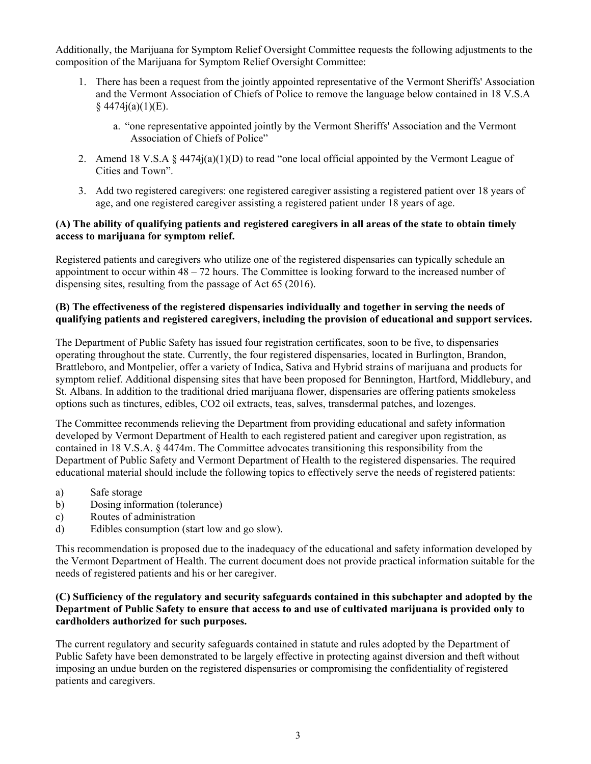Additionally, the Marijuana for Symptom Relief Oversight Committee requests the following adjustments to the composition of the Marijuana for Symptom Relief Oversight Committee:

1. There has been a request from the jointly appointed representative of the Vermont Sheriffs' Association and the Vermont Association of Chiefs of Police to remove the language below contained in 18 V.S.A § 4474j(a)(1)(E).
   a. "one representative appointed jointly by the Vermont Sheriffs' Association and the Vermont Association of Chiefs of Police"
2. Amend 18 V.S.A § 4474j(a)(1)(D) to read "one local official appointed by the Vermont League of Cities and Town".
3. Add two registered caregivers: one registered caregiver assisting a registered patient over 18 years of age, and one registered caregiver assisting a registered patient under 18 years of age.

**(A) The ability of qualifying patients and registered caregivers in all areas of the state to obtain timely access to marijuana for symptom relief.**

Registered patients and caregivers who utilize one of the registered dispensaries can typically schedule an appointment to occur within 48 – 72 hours. The Committee is looking forward to the increased number of dispensing sites, resulting from the passage of Act 65 (2016).

**(B) The effectiveness of the registered dispensaries individually and together in serving the needs of qualifying patients and registered caregivers, including the provision of educational and support services.**

The Department of Public Safety has issued four registration certificates, soon to be five, to dispensaries operating throughout the state. Currently, the four registered dispensaries, located in Burlington, Brandon, Brattleboro, and Montpelier, offer a variety of Indica, Sativa and Hybrid strains of marijuana and products for symptom relief. Additional dispensing sites that have been proposed for Bennington, Hartford, Middlebury, and St. Albans. In addition to the traditional dried marijuana flower, dispensaries are offering patients smokeless options such as tinctures, edibles, $CO_2$ oil extracts, teas, salves, transdermal patches, and lozenges.

The Committee recommends relieving the Department from providing educational and safety information developed by Vermont Department of Health to each registered patient and caregiver upon registration, as contained in 18 V.S.A. § 4474m. The Committee advocates transitioning this responsibility from the Department of Public Safety and Vermont Department of Health to the registered dispensaries. The required educational material should include the following topics to effectively serve the needs of registered patients:

a) Safe storage
b) Dosing information (tolerance)
c) Routes of administration
d) Edibles consumption (start low and go slow).

This recommendation is proposed due to the inadequacy of the educational and safety information developed by the Vermont Department of Health. The current document does not provide practical information suitable for the needs of registered patients and his or her caregiver.

**(C) Sufficiency of the regulatory and security safeguards contained in this subchapter and adopted by the Department of Public Safety to ensure that access to and use of cultivated marijuana is provided only to cardholders authorized for such purposes.**

The current regulatory and security safeguards contained in statute and rules adopted by the Department of Public Safety have been demonstrated to be largely effective in protecting against diversion and theft without imposing an undue burden on the registered dispensaries or compromising the confidentiality of registered patients and caregivers.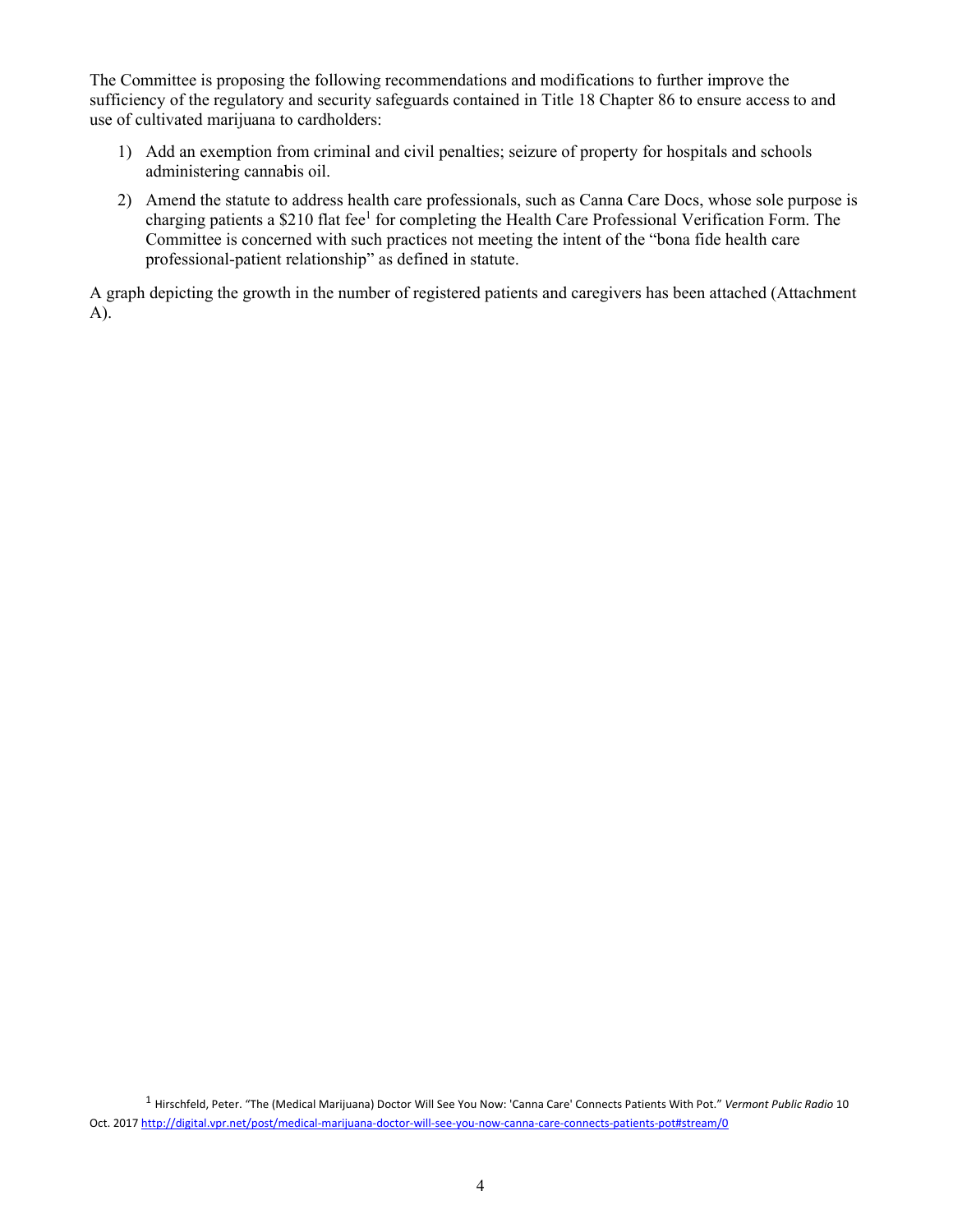The Committee is proposing the following recommendations and modifications to further improve the sufficiency of the regulatory and security safeguards contained in Title 18 Chapter 86 to ensure access to and use of cultivated marijuana to cardholders:

1) Add an exemption from criminal and civil penalties; seizure of property for hospitals and schools administering cannabis oil.
2) Amend the statute to address health care professionals, such as Canna Care Docs, whose sole purpose is charging patients a $210 flat fee[1] for completing the Health Care Professional Verification Form. The Committee is concerned with such practices not meeting the intent of the "bona fide health care professional-patient relationship" as defined in statute.

A graph depicting the growth in the number of registered patients and caregivers has been attached (Attachment A).

[1] Hirschfeld, Peter. "The (Medical Marijuana) Doctor Will See You Now: 'Canna Care' Connects Patients With Pot." *Vermont Public Radio* 10 Oct. 2017 http://digital.vpr.net/post/medical-marijuana-doctor-will-see-you-now-canna-care-connects-patients-pot#stream/0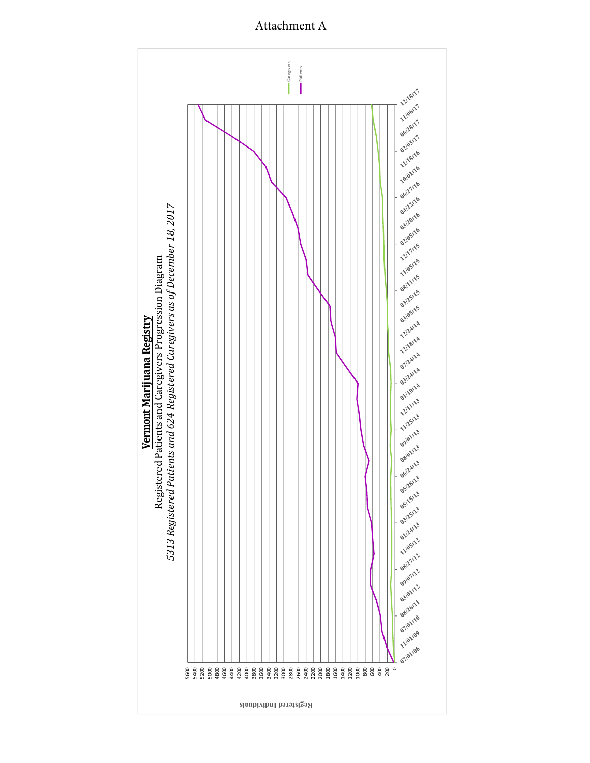Attachment A

**Vermont Marijuana Registry**

Registered Patients and Caregivers Progression Diagram

*5313 Registered Patients and 624 Registered Caregivers as of December 18, 2017*

Registered Individuals

0
200
400
600
800
1000
1200
1400
1600
1800
2000
2200
2400
2600
2800
3000
3200
3400
3600
3800
4000
4200
4400
4600
4800
5000
5200
5400
5600

07/01/06
11/01/09
07/01/10
08/26/11
03/01/12
09/07/12
08/27/12
11/05/12
01/24/13
03/25/13
05/15/13
05/28/13
06/24/13
08/01/13
09/01/13
11/25/13
12/11/13
01/10/14
03/24/14
07/24/14
12/18/14
12/24/14
03/05/15
03/25/15
08/11/15
11/05/15
12/17/15
02/05/16
03/20/16
04/22/16
06/27/16
10/01/16
11/18/16
02/03/17
06/28/17
11/06/17
12/18/17

Caregivers

Patients